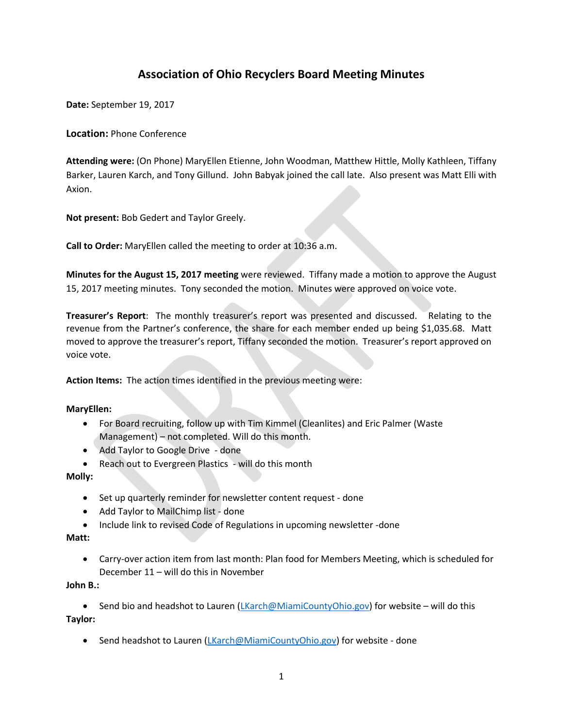# Association of Ohio Recyclers Board Meeting Minutes

**Date:** September 19, 2017

**Location:** Phone Conference

**Attending were:** (On Phone) MaryEllen Etienne, John Woodman, Matthew Hittle, Molly Kathleen, Tiffany Barker, Lauren Karch, and Tony Gillund. John Babyak joined the call late. Also present was Matt Elli with Axion.

**Not present:** Bob Gedert and Taylor Greely.

**Call to Order:** MaryEllen called the meeting to order at 10:36 a.m.

**Minutes for the August 15, 2017 meeting** were reviewed. Tiffany made a motion to approve the August 15, 2017 meeting minutes. Tony seconded the motion. Minutes were approved on voice vote.

**Treasurer's Report**: The monthly treasurer's report was presented and discussed. Relating to the revenue from the Partner's conference, the share for each member ended up being $1,035.68. Matt moved to approve the treasurer's report, Tiffany seconded the motion. Treasurer's report approved on voice vote.

**Action Items:** The action times identified in the previous meeting were:

**MaryEllen:**

- For Board recruiting, follow up with Tim Kimmel (Cleanlites) and Eric Palmer (Waste Management) – not completed. Will do this month.
- Add Taylor to Google Drive - done
- Reach out to Evergreen Plastics - will do this month

**Molly:**

- Set up quarterly reminder for newsletter content request - done
- Add Taylor to MailChimp list - done
- Include link to revised Code of Regulations in upcoming newsletter -done

**Matt:**

- Carry-over action item from last month: Plan food for Members Meeting, which is scheduled for December 11 – will do this in November

**John B.:**

- Send bio and headshot to Lauren (LKarch@MiamiCountyOhio.gov) for website – will do this

**Taylor:**

- Send headshot to Lauren (LKarch@MiamiCountyOhio.gov) for website - done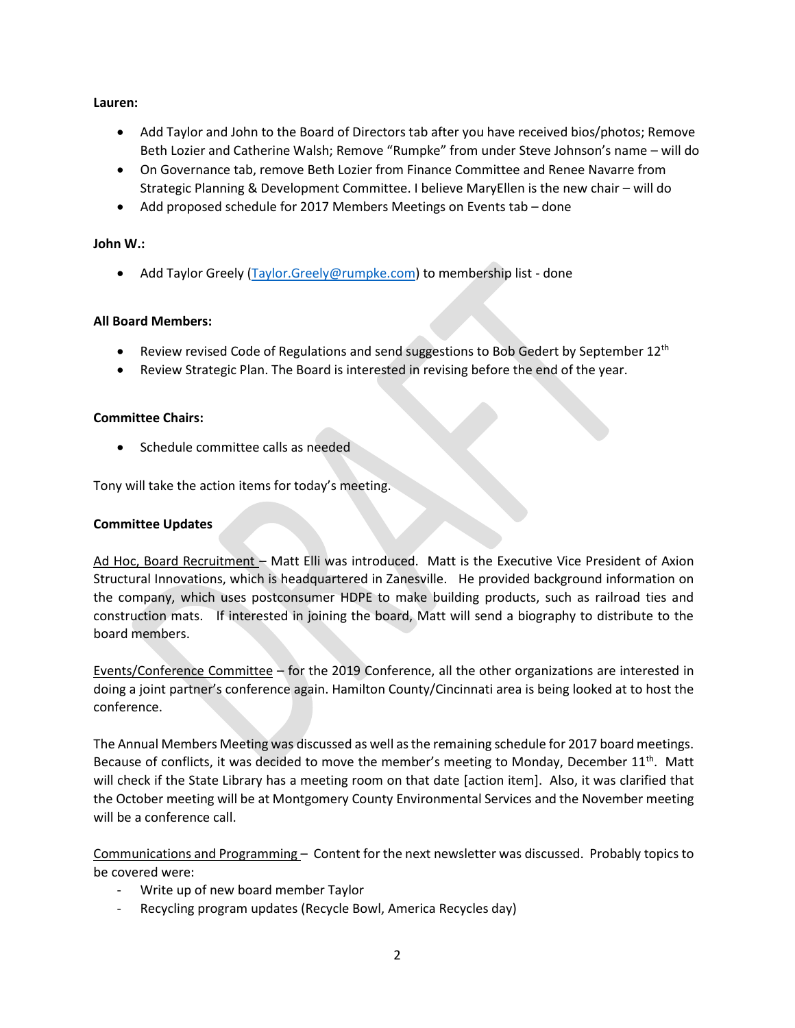**Lauren:**

- Add Taylor and John to the Board of Directors tab after you have received bios/photos; Remove Beth Lozier and Catherine Walsh; Remove "Rumpke" from under Steve Johnson's name – will do
- On Governance tab, remove Beth Lozier from Finance Committee and Renee Navarre from Strategic Planning & Development Committee. I believe MaryEllen is the new chair – will do
- Add proposed schedule for 2017 Members Meetings on Events tab – done

**John W.:**

- Add Taylor Greely (Taylor.Greely@rumpke.com) to membership list - done

**All Board Members:**

- Review revised Code of Regulations and send suggestions to Bob Gedert by September 12th
- Review Strategic Plan. The Board is interested in revising before the end of the year.

**Committee Chairs:**

- Schedule committee calls as needed

Tony will take the action items for today's meeting.

**Committee Updates**

Ad Hoc, Board Recruitment – Matt Elli was introduced. Matt is the Executive Vice President of Axion Structural Innovations, which is headquartered in Zanesville. He provided background information on the company, which uses postconsumer HDPE to make building products, such as railroad ties and construction mats. If interested in joining the board, Matt will send a biography to distribute to the board members.

Events/Conference Committee – for the 2019 Conference, all the other organizations are interested in doing a joint partner's conference again. Hamilton County/Cincinnati area is being looked at to host the conference.

The Annual Members Meeting was discussed as well as the remaining schedule for 2017 board meetings. Because of conflicts, it was decided to move the member's meeting to Monday, December 11th. Matt will check if the State Library has a meeting room on that date [action item]. Also, it was clarified that the October meeting will be at Montgomery County Environmental Services and the November meeting will be a conference call.

Communications and Programming – Content for the next newsletter was discussed. Probably topics to be covered were:

- Write up of new board member Taylor
- Recycling program updates (Recycle Bowl, America Recycles day)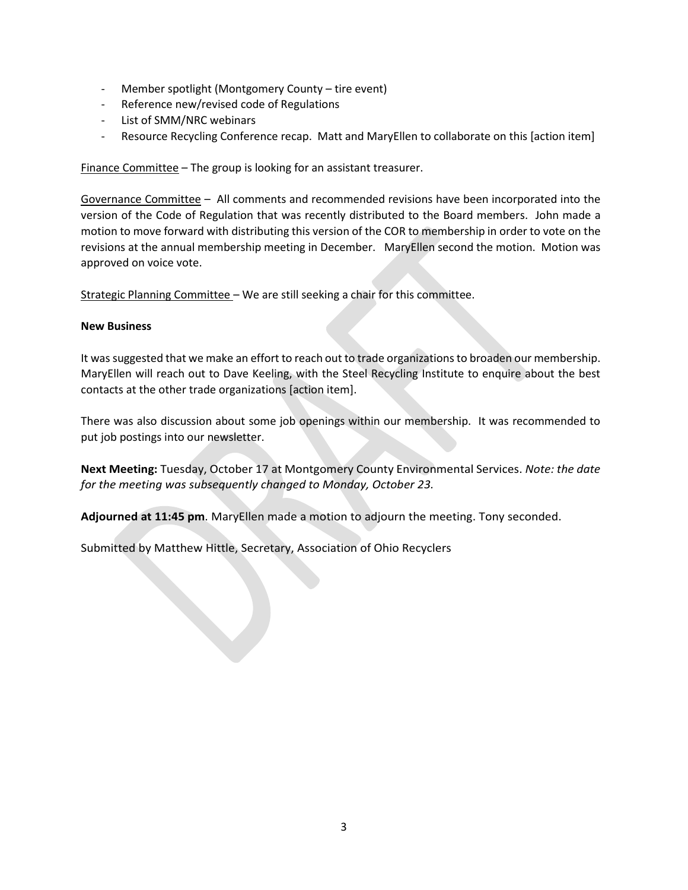- Member spotlight (Montgomery County – tire event)
- Reference new/revised code of Regulations
- List of SMM/NRC webinars
- Resource Recycling Conference recap. Matt and MaryEllen to collaborate on this [action item]

Finance Committee – The group is looking for an assistant treasurer.

Governance Committee – All comments and recommended revisions have been incorporated into the version of the Code of Regulation that was recently distributed to the Board members. John made a motion to move forward with distributing this version of the COR to membership in order to vote on the revisions at the annual membership meeting in December. MaryEllen second the motion. Motion was approved on voice vote.

Strategic Planning Committee – We are still seeking a chair for this committee.

**New Business**

It was suggested that we make an effort to reach out to trade organizations to broaden our membership. MaryEllen will reach out to Dave Keeling, with the Steel Recycling Institute to enquire about the best contacts at the other trade organizations [action item].

There was also discussion about some job openings within our membership. It was recommended to put job postings into our newsletter.

**Next Meeting:** Tuesday, October 17 at Montgomery County Environmental Services. *Note: the date for the meeting was subsequently changed to Monday, October 23.*

**Adjourned at 11:45 pm**. MaryEllen made a motion to adjourn the meeting. Tony seconded.

Submitted by Matthew Hittle, Secretary, Association of Ohio Recyclers